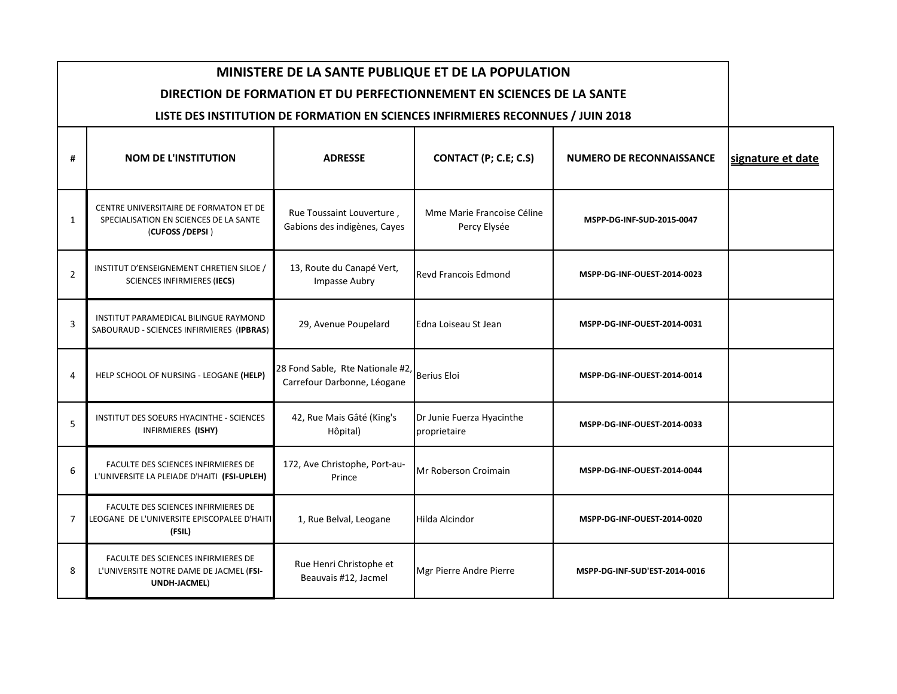# MINISTERE DE LA SANTE PUBLIQUE ET DE LA POPULATION

## DIRECTION DE FORMATION ET DU PERFECTIONNEMENT EN SCIENCES DE LA SANTE

### LISTE DES INSTITUTION DE FORMATION EN SCIENCES INFIRMIERES RECONNUES / JUIN 2018

| # | NOM DE L'INSTITUTION | ADRESSE | CONTACT (P; C.E; C.S) | NUMERO DE RECONNAISSANCE | signature et date |
|---|---|---|---|---|---|
| 1 | CENTRE UNIVERSITAIRE DE FORMATON ET DE SPECIALISATION EN SCIENCES DE LA SANTE (**CUFOSS /DEPSI** ) | Rue Toussaint Louverture , Gabions des indigènes, Cayes | Mme Marie Francoise Céline Percy Elysée | **MSPP-DG-INF-SUD-2015-0047** | |
| 2 | INSTITUT D'ENSEIGNEMENT CHRETIEN SILOE / SCIENCES INFIRMIERES (**IECS**) | 13, Route du Canapé Vert, Impasse Aubry | Revd Francois Edmond | **MSPP-DG-INF-OUEST-2014-0023** | |
| 3 | INSTITUT PARAMEDICAL BILINGUE RAYMOND SABOURAUD - SCIENCES INFIRMIERES (**IPBRAS**) | 29, Avenue Poupelard | Edna Loiseau St Jean | **MSPP-DG-INF-OUEST-2014-0031** | |
| 4 | HELP SCHOOL OF NURSING - LEOGANE **(HELP)** | 28 Fond Sable, Rte Nationale #2, Carrefour Darbonne, Léogane | Berius Eloi | **MSPP-DG-INF-OUEST-2014-0014** | |
| 5 | INSTITUT DES SOEURS HYACINTHE - SCIENCES INFIRMIERES **(ISHY)** | 42, Rue Mais Gâté (King's Hôpital) | Dr Junie Fuerza Hyacinthe proprietaire | **MSPP-DG-INF-OUEST-2014-0033** | |
| 6 | FACULTE DES SCIENCES INFIRMIERES DE L'UNIVERSITE LA PLEIADE D'HAITI **(FSI-UPLEH)** | 172, Ave Christophe, Port-au-Prince | Mr Roberson Croimain | **MSPP-DG-INF-OUEST-2014-0044** | |
| 7 | FACULTE DES SCIENCES INFIRMIERES DE LEOGANE DE L'UNIVERSITE EPISCOPALEE D'HAITI **(FSIL)** | 1, Rue Belval, Leogane | Hilda Alcindor | **MSPP-DG-INF-OUEST-2014-0020** | |
| 8 | FACULTE DES SCIENCES INFIRMIERES DE L'UNIVERSITE NOTRE DAME DE JACMEL (**FSI-UNDH-JACMEL**) | Rue Henri Christophe et Beauvais #12, Jacmel | Mgr Pierre Andre Pierre | **MSPP-DG-INF-SUD'EST-2014-0016** | |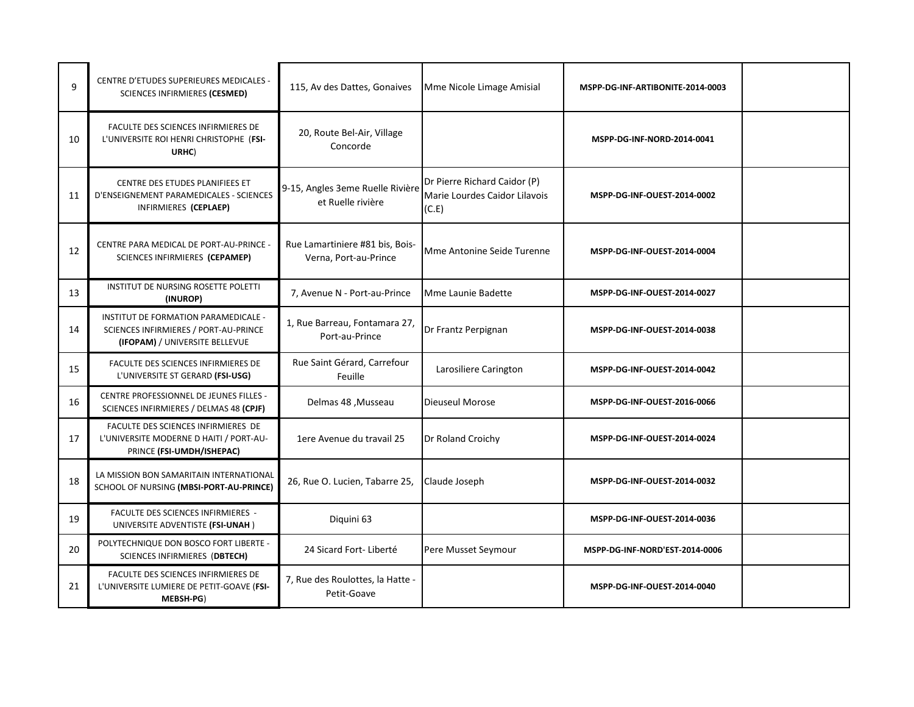| | | | | | |
|---|---|---|---|---|---|
| 9 | CENTRE D'ETUDES SUPERIEURES MEDICALES - SCIENCES INFIRMIERES **(CESMED)** | 115, Av des Dattes, Gonaives | Mme Nicole Limage Amisial | **MSPP-DG-INF-ARTIBONITE-2014-0003** | |
| 10 | FACULTE DES SCIENCES INFIRMIERES DE L'UNIVERSITE ROI HENRI CHRISTOPHE (**FSI-URHC**) | 20, Route Bel-Air, Village Concorde | | **MSPP-DG-INF-NORD-2014-0041** | |
| 11 | CENTRE DES ETUDES PLANIFIEES ET D'ENSEIGNEMENT PARAMEDICALES - SCIENCES INFIRMIERES **(CEPLAEP)** | 9-15, Angles 3eme Ruelle Rivière et Ruelle rivière | Dr Pierre Richard Caidor (P) Marie Lourdes Caidor Lilavois (C.E) | **MSPP-DG-INF-OUEST-2014-0002** | |
| 12 | CENTRE PARA MEDICAL DE PORT-AU-PRINCE - SCIENCES INFIRMIERES **(CEPAMEP)** | Rue Lamartiniere #81 bis, Bois-Verna, Port-au-Prince | Mme Antonine Seide Turenne | **MSPP-DG-INF-OUEST-2014-0004** | |
| 13 | INSTITUT DE NURSING ROSETTE POLETTI **(INUROP)** | 7, Avenue N - Port-au-Prince | Mme Launie Badette | **MSPP-DG-INF-OUEST-2014-0027** | |
| 14 | INSTITUT DE FORMATION PARAMEDICALE - SCIENCES INFIRMIERES / PORT-AU-PRINCE **(IFOPAM)** / UNIVERSITE BELLEVUE | 1, Rue Barreau, Fontamara 27, Port-au-Prince | Dr Frantz Perpignan | **MSPP-DG-INF-OUEST-2014-0038** | |
| 15 | FACULTE DES SCIENCES INFIRMIERES DE L'UNIVERSITE ST GERARD **(FSI-USG)** | Rue Saint Gérard, Carrefour Feuille | Larosiliere Carington | **MSPP-DG-INF-OUEST-2014-0042** | |
| 16 | CENTRE PROFESSIONNEL DE JEUNES FILLES - SCIENCES INFIRMIERES / DELMAS 48 **(CPJF)** | Delmas 48 ,Musseau | Dieuseul Morose | **MSPP-DG-INF-OUEST-2016-0066** | |
| 17 | FACULTE DES SCIENCES INFIRMIERES DE L'UNIVERSITE MODERNE D HAITI / PORT-AU-PRINCE **(FSI-UMDH/ISHEPAC)** | 1ere Avenue du travail 25 | Dr Roland Croichy | **MSPP-DG-INF-OUEST-2014-0024** | |
| 18 | LA MISSION BON SAMARITAIN INTERNATIONAL SCHOOL OF NURSING **(MBSI-PORT-AU-PRINCE)** | 26, Rue O. Lucien, Tabarre 25, | Claude Joseph | **MSPP-DG-INF-OUEST-2014-0032** | |
| 19 | FACULTE DES SCIENCES INFIRMIERES - UNIVERSITE ADVENTISTE **(FSI-UNAH** ) | Diquini 63 | | **MSPP-DG-INF-OUEST-2014-0036** | |
| 20 | POLYTECHNIQUE DON BOSCO FORT LIBERTE - SCIENCES INFIRMIERES (**DBTECH)** | 24 Sicard Fort- Liberté | Pere Musset Seymour | **MSPP-DG-INF-NORD'EST-2014-0006** | |
| 21 | FACULTE DES SCIENCES INFIRMIERES DE L'UNIVERSITE LUMIERE DE PETIT-GOAVE (**FSI-MEBSH-PG**) | 7, Rue des Roulottes, la Hatte - Petit-Goave | | **MSPP-DG-INF-OUEST-2014-0040** | |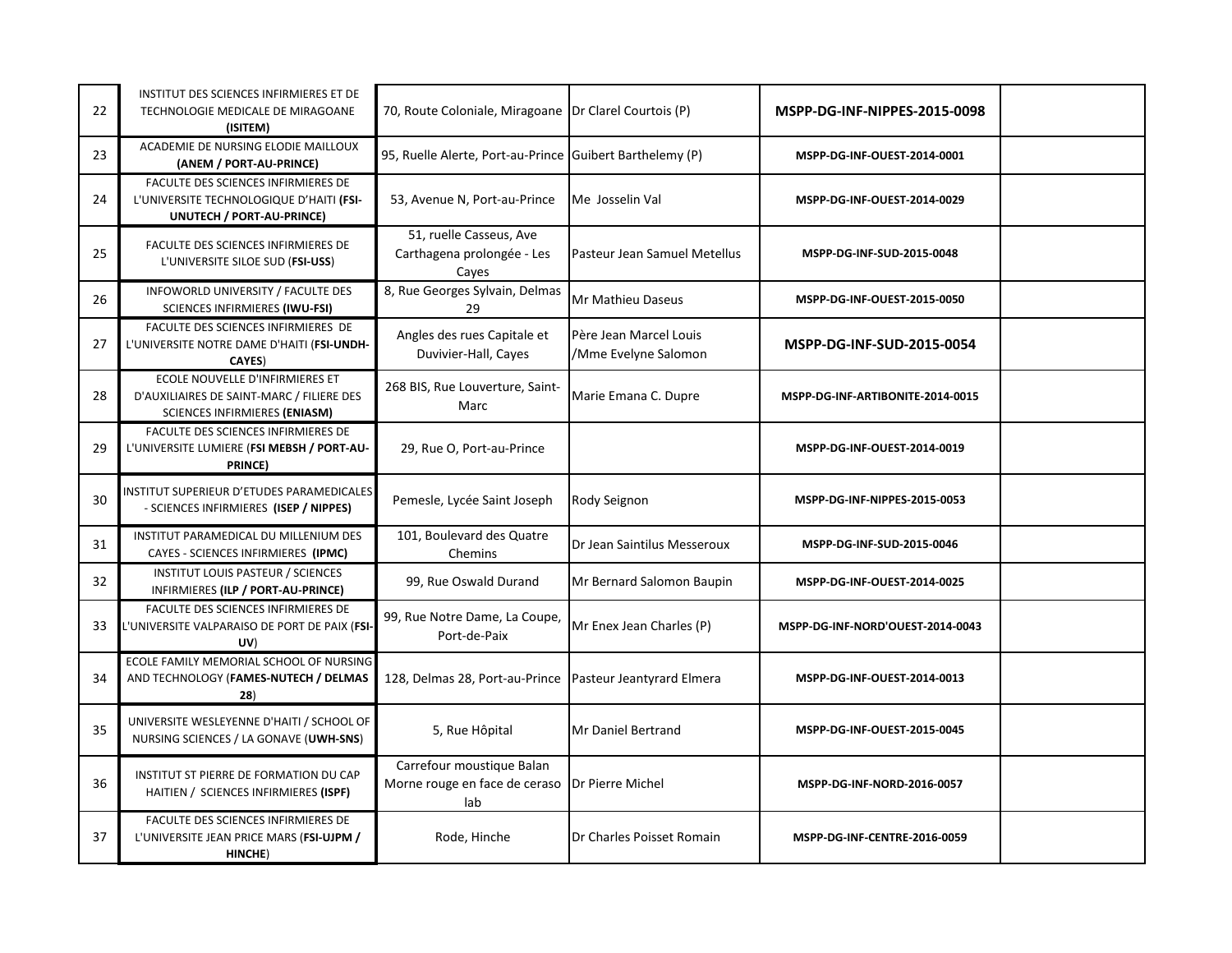| | | | | | |
|---|---|---|---|---|---|
| 22 | INSTITUT DES SCIENCES INFIRMIERES ET DE TECHNOLOGIE MEDICALE DE MIRAGOANE **(ISITEM)** | 70, Route Coloniale, Miragoane | Dr Clarel Courtois (P) | **MSPP-DG-INF-NIPPES-2015-0098** | |
| 23 | ACADEMIE DE NURSING ELODIE MAILLOUX **(ANEM / PORT-AU-PRINCE)** | 95, Ruelle Alerte, Port-au-Prince | Guibert Barthelemy (P) | **MSPP-DG-INF-OUEST-2014-0001** | |
| 24 | FACULTE DES SCIENCES INFIRMIERES DE L'UNIVERSITE TECHNOLOGIQUE D'HAITI **(FSI-UNUTECH / PORT-AU-PRINCE)** | 53, Avenue N, Port-au-Prince | Me Josselin Val | **MSPP-DG-INF-OUEST-2014-0029** | |
| 25 | FACULTE DES SCIENCES INFIRMIERES DE L'UNIVERSITE SILOE SUD (**FSI-USS**) | 51, ruelle Casseus, Ave Carthagena prolongée - Les Cayes | Pasteur Jean Samuel Metellus | **MSPP-DG-INF-SUD-2015-0048** | |
| 26 | INFOWORLD UNIVERSITY / FACULTE DES SCIENCES INFIRMIERES **(IWU-FSI)** | 8, Rue Georges Sylvain, Delmas 29 | Mr Mathieu Daseus | **MSPP-DG-INF-OUEST-2015-0050** | |
| 27 | FACULTE DES SCIENCES INFIRMIERES DE L'UNIVERSITE NOTRE DAME D'HAITI (**FSI-UNDH-CAYES**) | Angles des rues Capitale et Duvivier-Hall, Cayes | Père Jean Marcel Louis /Mme Evelyne Salomon | **MSPP-DG-INF-SUD-2015-0054** | |
| 28 | ECOLE NOUVELLE D'INFIRMIERES ET D'AUXILIAIRES DE SAINT-MARC / FILIERE DES SCIENCES INFIRMIERES **(ENIASM)** | 268 BIS, Rue Louverture, Saint-Marc | Marie Emana C. Dupre | **MSPP-DG-INF-ARTIBONITE-2014-0015** | |
| 29 | FACULTE DES SCIENCES INFIRMIERES DE L'UNIVERSITE LUMIERE (**FSI MEBSH / PORT-AU-PRINCE)** | 29, Rue O, Port-au-Prince | | **MSPP-DG-INF-OUEST-2014-0019** | |
| 30 | INSTITUT SUPERIEUR D'ETUDES PARAMEDICALES - SCIENCES INFIRMIERES **(ISEP / NIPPES)** | Pemesle, Lycée Saint Joseph | Rody Seignon | **MSPP-DG-INF-NIPPES-2015-0053** | |
| 31 | INSTITUT PARAMEDICAL DU MILLENIUM DES CAYES - SCIENCES INFIRMIERES **(IPMC)** | 101, Boulevard des Quatre Chemins | Dr Jean Saintilus Messeroux | **MSPP-DG-INF-SUD-2015-0046** | |
| 32 | INSTITUT LOUIS PASTEUR / SCIENCES INFIRMIERES **(ILP / PORT-AU-PRINCE)** | 99, Rue Oswald Durand | Mr Bernard Salomon Baupin | **MSPP-DG-INF-OUEST-2014-0025** | |
| 33 | FACULTE DES SCIENCES INFIRMIERES DE L'UNIVERSITE VALPARAISO DE PORT DE PAIX (**FSI-UV**) | 99, Rue Notre Dame, La Coupe, Port-de-Paix | Mr Enex Jean Charles (P) | **MSPP-DG-INF-NORD'OUEST-2014-0043** | |
| 34 | ECOLE FAMILY MEMORIAL SCHOOL OF NURSING AND TECHNOLOGY (**FAMES-NUTECH / DELMAS 28**) | 128, Delmas 28, Port-au-Prince | Pasteur Jeantyrard Elmera | **MSPP-DG-INF-OUEST-2014-0013** | |
| 35 | UNIVERSITE WESLEYENNE D'HAITI / SCHOOL OF NURSING SCIENCES / LA GONAVE (**UWH-SNS**) | 5, Rue Hôpital | Mr Daniel Bertrand | **MSPP-DG-INF-OUEST-2015-0045** | |
| 36 | INSTITUT ST PIERRE DE FORMATION DU CAP HAITIEN / SCIENCES INFIRMIERES **(ISPF)** | Carrefour moustique Balan Morne rouge en face de ceraso lab | Dr Pierre Michel | **MSPP-DG-INF-NORD-2016-0057** | |
| 37 | FACULTE DES SCIENCES INFIRMIERES DE L'UNIVERSITE JEAN PRICE MARS (**FSI-UJPM / HINCHE**) | Rode, Hinche | Dr Charles Poisset Romain | **MSPP-DG-INF-CENTRE-2016-0059** | |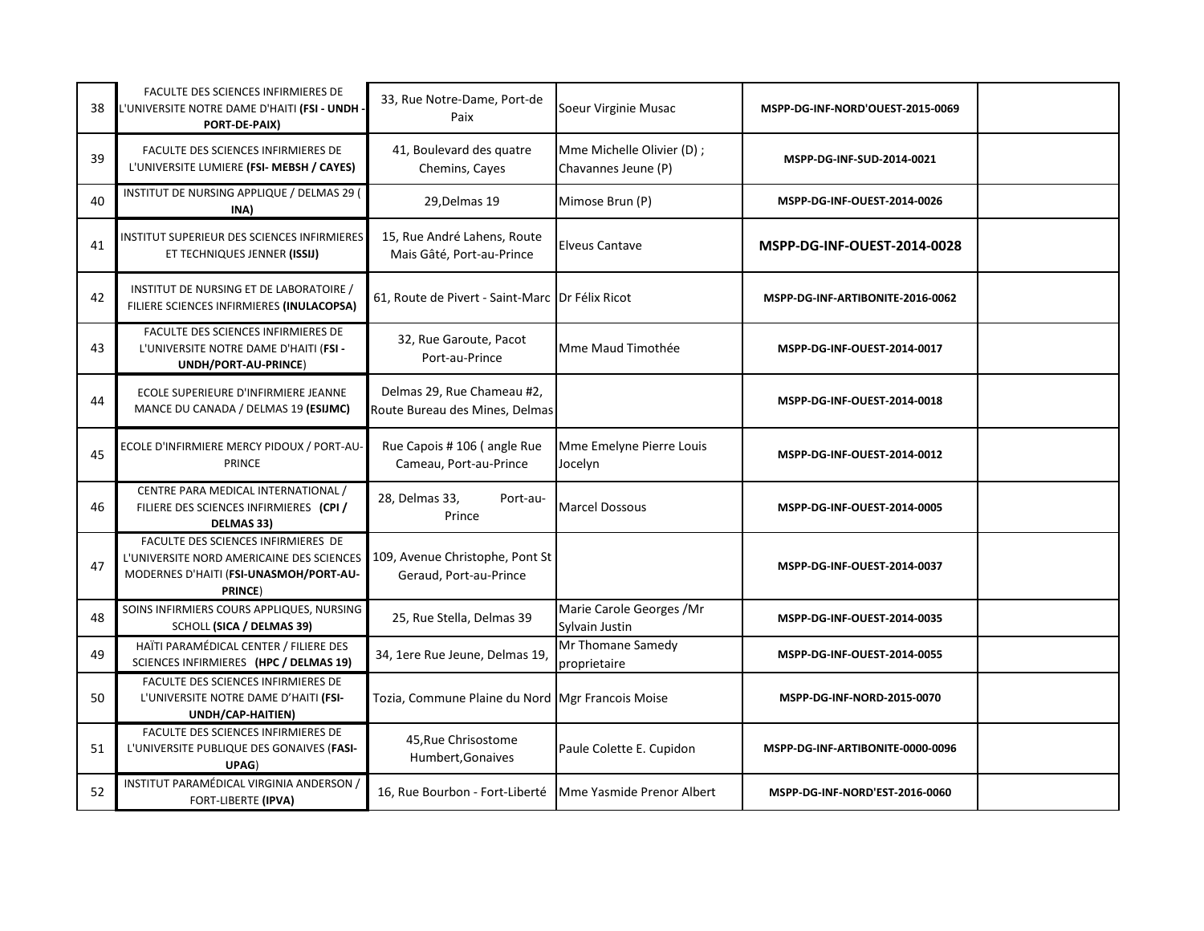| | | | | | |
|---|---|---|---|---|---|
| 38 | FACULTE DES SCIENCES INFIRMIERES DE L'UNIVERSITE NOTRE DAME D'HAITI **(FSI - UNDH - PORT-DE-PAIX)** | 33, Rue Notre-Dame, Port-de Paix | Soeur Virginie Musac | **MSPP-DG-INF-NORD'OUEST-2015-0069** | |
| 39 | FACULTE DES SCIENCES INFIRMIERES DE L'UNIVERSITE LUMIERE **(FSI- MEBSH / CAYES)** | 41, Boulevard des quatre Chemins, Cayes | Mme Michelle Olivier (D) ; Chavannes Jeune (P) | **MSPP-DG-INF-SUD-2014-0021** | |
| 40 | INSTITUT DE NURSING APPLIQUE / DELMAS 29 ( **INA)** | 29,Delmas 19 | Mimose Brun (P) | **MSPP-DG-INF-OUEST-2014-0026** | |
| 41 | INSTITUT SUPERIEUR DES SCIENCES INFIRMIERES ET TECHNIQUES JENNER **(ISSIJ)** | 15, Rue André Lahens, Route Mais Gâté, Port-au-Prince | Elveus Cantave | **MSPP-DG-INF-OUEST-2014-0028** | |
| 42 | INSTITUT DE NURSING ET DE LABORATOIRE / FILIERE SCIENCES INFIRMIERES **(INULACOPSA)** | 61, Route de Pivert - Saint-Marc | Dr Félix Ricot | **MSPP-DG-INF-ARTIBONITE-2016-0062** | |
| 43 | FACULTE DES SCIENCES INFIRMIERES DE L'UNIVERSITE NOTRE DAME D'HAITI (**FSI - UNDH/PORT-AU-PRINCE**) | 32, Rue Garoute, Pacot Port-au-Prince | Mme Maud Timothée | **MSPP-DG-INF-OUEST-2014-0017** | |
| 44 | ECOLE SUPERIEURE D'INFIRMIERE JEANNE MANCE DU CANADA / DELMAS 19 **(ESIJMC)** | Delmas 29, Rue Chameau #2, Route Bureau des Mines, Delmas | | **MSPP-DG-INF-OUEST-2014-0018** | |
| 45 | ECOLE D'INFIRMIERE MERCY PIDOUX / PORT-AU-PRINCE | Rue Capois # 106 ( angle Rue Cameau, Port-au-Prince | Mme Emelyne Pierre Louis Jocelyn | **MSPP-DG-INF-OUEST-2014-0012** | |
| 46 | CENTRE PARA MEDICAL INTERNATIONAL / FILIERE DES SCIENCES INFIRMIERES **(CPI / DELMAS 33)** | 28, Delmas 33, Port-au-Prince | Marcel Dossous | **MSPP-DG-INF-OUEST-2014-0005** | |
| 47 | FACULTE DES SCIENCES INFIRMIERES DE L'UNIVERSITE NORD AMERICAINE DES SCIENCES MODERNES D'HAITI (**FSI-UNASMOH/PORT-AU-PRINCE**) | 109, Avenue Christophe, Pont St Geraud, Port-au-Prince | | **MSPP-DG-INF-OUEST-2014-0037** | |
| 48 | SOINS INFIRMIERS COURS APPLIQUES, NURSING SCHOLL **(SICA / DELMAS 39)** | 25, Rue Stella, Delmas 39 | Marie Carole Georges /Mr Sylvain Justin | **MSPP-DG-INF-OUEST-2014-0035** | |
| 49 | HAÏTI PARAMÉDICAL CENTER / FILIERE DES SCIENCES INFIRMIERES **(HPC / DELMAS 19)** | 34, 1ere Rue Jeune, Delmas 19, | Mr Thomane Samedy proprietaire | **MSPP-DG-INF-OUEST-2014-0055** | |
| 50 | FACULTE DES SCIENCES INFIRMIERES DE L'UNIVERSITE NOTRE DAME D'HAITI **(FSI-UNDH/CAP-HAITIEN)** | Tozia, Commune Plaine du Nord | Mgr Francois Moise | **MSPP-DG-INF-NORD-2015-0070** | |
| 51 | FACULTE DES SCIENCES INFIRMIERES DE L'UNIVERSITE PUBLIQUE DES GONAIVES (**FASI-UPAG**) | 45,Rue Chrisostome Humbert,Gonaives | Paule Colette E. Cupidon | **MSPP-DG-INF-ARTIBONITE-0000-0096** | |
| 52 | INSTITUT PARAMÉDICAL VIRGINIA ANDERSON / FORT-LIBERTE **(IPVA)** | 16, Rue Bourbon - Fort-Liberté | Mme Yasmide Prenor Albert | **MSPP-DG-INF-NORD'EST-2016-0060** | |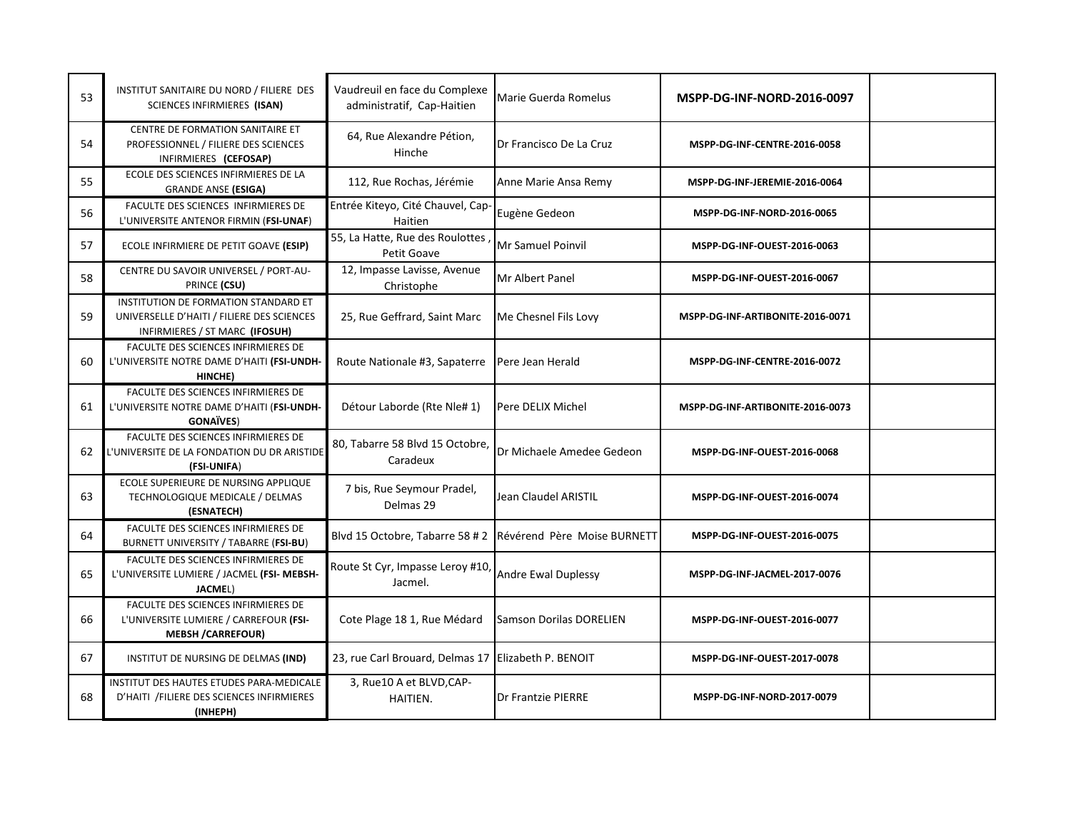| | | | | | |
|---|---|---|---|---|---|
| 53 | INSTITUT SANITAIRE DU NORD / FILIERE DES SCIENCES INFIRMIERES **(ISAN)** | Vaudreuil en face du Complexe administratif, Cap-Haitien | Marie Guerda Romelus | **MSPP-DG-INF-NORD-2016-0097** | |
| 54 | CENTRE DE FORMATION SANITAIRE ET PROFESSIONNEL / FILIERE DES SCIENCES INFIRMIERES **(CEFOSAP)** | 64, Rue Alexandre Pétion, Hinche | Dr Francisco De La Cruz | **MSPP-DG-INF-CENTRE-2016-0058** | |
| 55 | ECOLE DES SCIENCES INFIRMIERES DE LA GRANDE ANSE **(ESIGA)** | 112, Rue Rochas, Jérémie | Anne Marie Ansa Remy | **MSPP-DG-INF-JEREMIE-2016-0064** | |
| 56 | FACULTE DES SCIENCES INFIRMIERES DE L'UNIVERSITE ANTENOR FIRMIN (**FSI-UNAF**) | Entrée Kiteyo, Cité Chauvel, Cap-Haitien | Eugène Gedeon | **MSPP-DG-INF-NORD-2016-0065** | |
| 57 | ECOLE INFIRMIERE DE PETIT GOAVE **(ESIP)** | 55, La Hatte, Rue des Roulottes , Petit Goave | Mr Samuel Poinvil | **MSPP-DG-INF-OUEST-2016-0063** | |
| 58 | CENTRE DU SAVOIR UNIVERSEL / PORT-AU-PRINCE **(CSU)** | 12, Impasse Lavisse, Avenue Christophe | Mr Albert Panel | **MSPP-DG-INF-OUEST-2016-0067** | |
| 59 | INSTITUTION DE FORMATION STANDARD ET UNIVERSELLE D'HAITI / FILIERE DES SCIENCES INFIRMIERES / ST MARC **(IFOSUH)** | 25, Rue Geffrard, Saint Marc | Me Chesnel Fils Lovy | **MSPP-DG-INF-ARTIBONITE-2016-0071** | |
| 60 | FACULTE DES SCIENCES INFIRMIERES DE L'UNIVERSITE NOTRE DAME D'HAITI **(FSI-UNDH-HINCHE)** | Route Nationale #3, Sapaterre | Pere Jean Herald | **MSPP-DG-INF-CENTRE-2016-0072** | |
| 61 | FACULTE DES SCIENCES INFIRMIERES DE L'UNIVERSITE NOTRE DAME D'HAITI (**FSI-UNDH-GONAÏVES**) | Détour Laborde (Rte Nle# 1) | Pere DELIX Michel | **MSPP-DG-INF-ARTIBONITE-2016-0073** | |
| 62 | FACULTE DES SCIENCES INFIRMIERES DE L'UNIVERSITE DE LA FONDATION DU DR ARISTIDE (**FSI-UNIFA**) | 80, Tabarre 58 Blvd 15 Octobre, Caradeux | Dr Michaele Amedee Gedeon | **MSPP-DG-INF-OUEST-2016-0068** | |
| 63 | ECOLE SUPERIEURE DE NURSING APPLIQUE TECHNOLOGIQUE MEDICALE / DELMAS **(ESNATECH)** | 7 bis, Rue Seymour Pradel, Delmas 29 | Jean Claudel ARISTIL | **MSPP-DG-INF-OUEST-2016-0074** | |
| 64 | FACULTE DES SCIENCES INFIRMIERES DE BURNETT UNIVERSITY / TABARRE (**FSI-BU**) | Blvd 15 Octobre, Tabarre 58 # 2 | Révérend Père Moise BURNETT | **MSPP-DG-INF-OUEST-2016-0075** | |
| 65 | FACULTE DES SCIENCES INFIRMIERES DE L'UNIVERSITE LUMIERE / JACMEL **(FSI- MEBSH-JACME**L) | Route St Cyr, Impasse Leroy #10, Jacmel. | Andre Ewal Duplessy | **MSPP-DG-INF-JACMEL-2017-0076** | |
| 66 | FACULTE DES SCIENCES INFIRMIERES DE L'UNIVERSITE LUMIERE / CARREFOUR **(FSI-MEBSH /CARREFOUR)** | Cote Plage 18 1, Rue Médard | Samson Dorilas DORELIEN | **MSPP-DG-INF-OUEST-2016-0077** | |
| 67 | INSTITUT DE NURSING DE DELMAS **(IND)** | 23, rue Carl Brouard, Delmas 17 | Elizabeth P. BENOIT | **MSPP-DG-INF-OUEST-2017-0078** | |
| 68 | INSTITUT DES HAUTES ETUDES PARA-MEDICALE D'HAITI /FILIERE DES SCIENCES INFIRMIERES **(INHEPH)** | 3, Rue10 A et BLVD,CAP-HAITIEN. | Dr Frantzie PIERRE | **MSPP-DG-INF-NORD-2017-0079** | |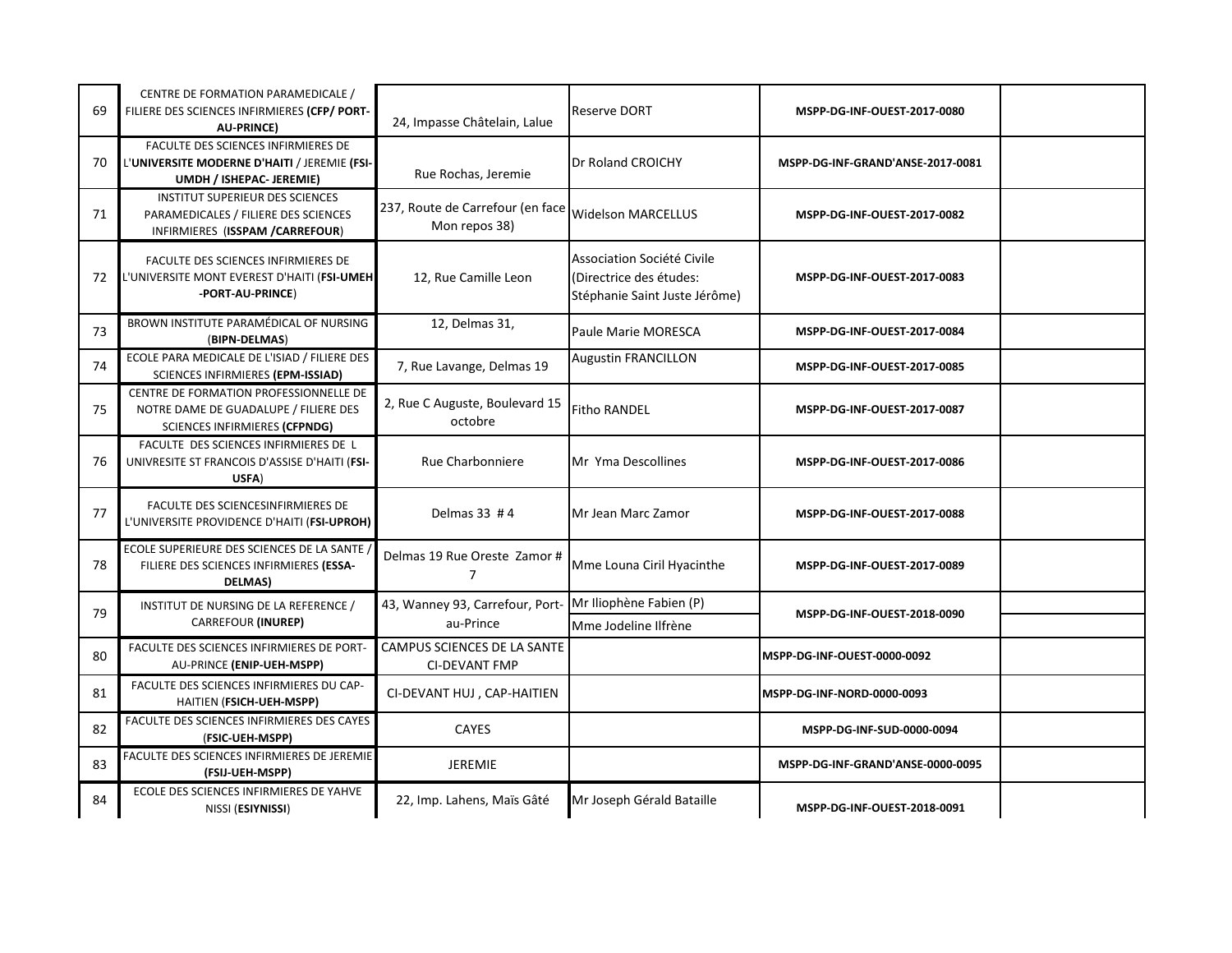| | | | | | |
|---|---|---|---|---|---|
| 69 | CENTRE DE FORMATION PARAMEDICALE / FILIERE DES SCIENCES INFIRMIERES **(CFP/ PORT-AU-PRINCE)** | 24, Impasse Châtelain, Lalue | Reserve DORT | **MSPP-DG-INF-OUEST-2017-0080** | |
| 70 | FACULTE DES SCIENCES INFIRMIERES DE L'**UNIVERSITE MODERNE D'HAITI** / JEREMIE **(FSI-UMDH / ISHEPAC- JEREMIE)** | Rue Rochas, Jeremie | Dr Roland CROICHY | **MSPP-DG-INF-GRAND'ANSE-2017-0081** | |
| 71 | INSTITUT SUPERIEUR DES SCIENCES PARAMEDICALES / FILIERE DES SCIENCES INFIRMIERES (**ISSPAM /CARREFOUR**) | 237, Route de Carrefour (en face Mon repos 38) | Widelson MARCELLUS | **MSPP-DG-INF-OUEST-2017-0082** | |
| 72 | FACULTE DES SCIENCES INFIRMIERES DE L'UNIVERSITE MONT EVEREST D'HAITI (**FSI-UMEH -PORT-AU-PRINCE**) | 12, Rue Camille Leon | Association Société Civile (Directrice des études: Stéphanie Saint Juste Jérôme) | **MSPP-DG-INF-OUEST-2017-0083** | |
| 73 | BROWN INSTITUTE PARAMÉDICAL OF NURSING (**BIPN-DELMAS**) | 12, Delmas 31, | Paule Marie MORESCA | **MSPP-DG-INF-OUEST-2017-0084** | |
| 74 | ECOLE PARA MEDICALE DE L'ISIAD / FILIERE DES SCIENCES INFIRMIERES **(EPM-ISSIAD)** | 7, Rue Lavange, Delmas 19 | Augustin FRANCILLON | **MSPP-DG-INF-OUEST-2017-0085** | |
| 75 | CENTRE DE FORMATION PROFESSIONNELLE DE NOTRE DAME DE GUADALUPE / FILIERE DES SCIENCES INFIRMIERES **(CFPNDG)** | 2, Rue C Auguste, Boulevard 15 octobre | Fitho RANDEL | **MSPP-DG-INF-OUEST-2017-0087** | |
| 76 | FACULTE DES SCIENCES INFIRMIERES DE L UNIVRESITE ST FRANCOIS D'ASSISE D'HAITI (**FSI-USFA**) | Rue Charbonniere | Mr Yma Descollines | **MSPP-DG-INF-OUEST-2017-0086** | |
| 77 | FACULTE DES SCIENCESINFIRMIERES DE L'UNIVERSITE PROVIDENCE D'HAITI (**FSI-UPROH)** | Delmas 33 # 4 | Mr Jean Marc Zamor | **MSPP-DG-INF-OUEST-2017-0088** | |
| 78 | ECOLE SUPERIEURE DES SCIENCES DE LA SANTE / FILIERE DES SCIENCES INFIRMIERES **(ESSA-DELMAS)** | Delmas 19 Rue Oreste Zamor # 7 | Mme Louna Ciril Hyacinthe | **MSPP-DG-INF-OUEST-2017-0089** | |
| 79 | INSTITUT DE NURSING DE LA REFERENCE / CARREFOUR **(INUREP)** | 43, Wanney 93, Carrefour, Port-au-Prince | Mr Iliophène Fabien (P)<br>Mme Jodeline Ilfrène | **MSPP-DG-INF-OUEST-2018-0090** | |
| 80 | FACULTE DES SCIENCES INFIRMIERES DE PORT-AU-PRINCE **(ENIP-UEH-MSPP)** | CAMPUS SCIENCES DE LA SANTE CI-DEVANT FMP | | **MSPP-DG-INF-OUEST-0000-0092** | |
| 81 | FACULTE DES SCIENCES INFIRMIERES DU CAP-HAITIEN (**FSICH-UEH-MSPP)** | CI-DEVANT HUJ , CAP-HAITIEN | | **MSPP-DG-INF-NORD-0000-0093** | |
| 82 | FACULTE DES SCIENCES INFIRMIERES DES CAYES (**FSIC-UEH-MSPP)** | CAYES | | **MSPP-DG-INF-SUD-0000-0094** | |
| 83 | FACULTE DES SCIENCES INFIRMIERES DE JEREMIE **(FSIJ-UEH-MSPP)** | JEREMIE | | **MSPP-DG-INF-GRAND'ANSE-0000-0095** | |
| 84 | ECOLE DES SCIENCES INFIRMIERES DE YAHVE NISSI (**ESIYNISSI**) | 22, Imp. Lahens, Maïs Gâté | Mr Joseph Gérald Bataille | **MSPP-DG-INF-OUEST-2018-0091** | |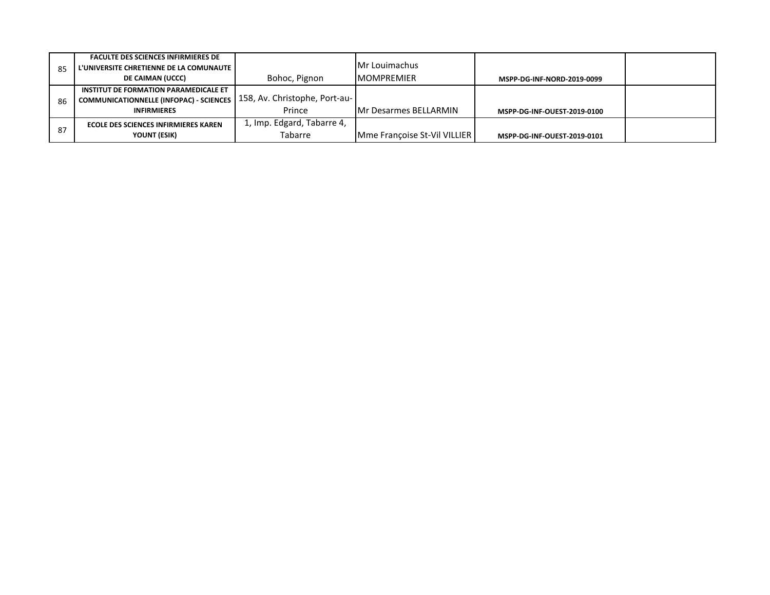| | | | | | |
|---|---|---|---|---|---|
| 85 | **FACULTE DES SCIENCES INFIRMIERES DE L'UNIVERSITE CHRETIENNE DE LA COMUNAUTE DE CAIMAN (UCCC)** | Bohoc, Pignon | Mr Louimachus MOMPREMIER | **MSPP-DG-INF-NORD-2019-0099** | |
| 86 | **INSTITUT DE FORMATION PARAMEDICALE ET COMMUNICATIONNELLE (INFOPAC) - SCIENCES INFIRMIERES** | 158, Av. Christophe, Port-au-Prince | Mr Desarmes BELLARMIN | **MSPP-DG-INF-OUEST-2019-0100** | |
| 87 | **ECOLE DES SCIENCES INFIRMIERES KAREN YOUNT (ESIK)** | 1, Imp. Edgard, Tabarre 4, Tabarre | Mme Françoise St-Vil VILLIER | **MSPP-DG-INF-OUEST-2019-0101** | |